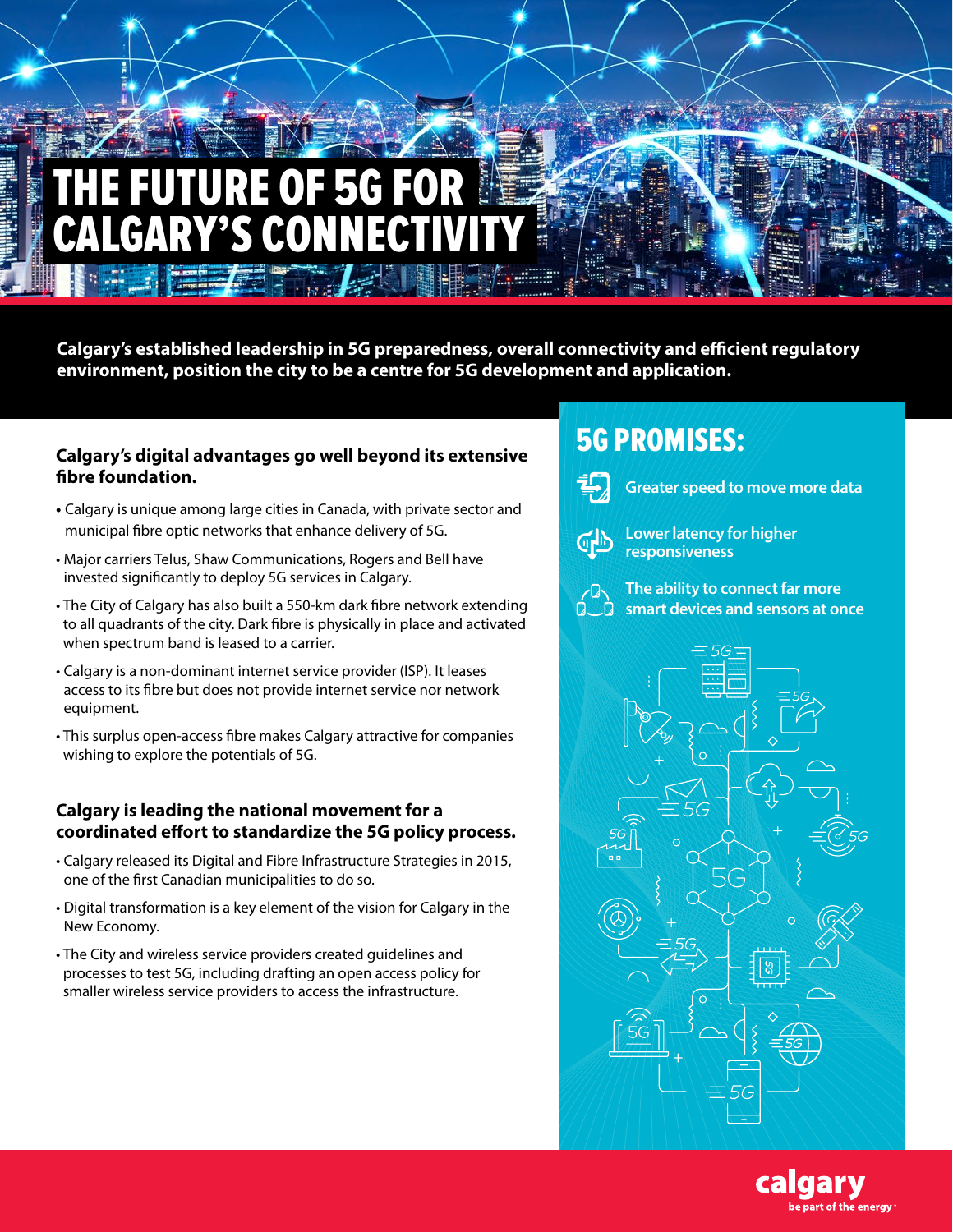# THE FUTURE OF 5G FOR CALGARY'S CONNECTIVITY

**Calgary's established leadership in 5G preparedness, overall connectivity and efficient regulatory environment, position the city to be a centre for 5G development and application.**

### Calgary's digital advantages go well beyond its extensive fibre foundation.

- Calgary is unique among large cities in Canada, with private sector and municipal fibre optic networks that enhance delivery of 5G.
- Major carriers Telus, Shaw Communications, Rogers and Bell have invested significantly to deploy 5G services in Calgary.
- The City of Calgary has also built a 550-km dark fibre network extending to all quadrants of the city. Dark fibre is physically in place and activated when spectrum band is leased to a carrier.
- Calgary is a non-dominant internet service provider (ISP). It leases access to its fibre but does not provide internet service nor network equipment.
- This surplus open-access fibre makes Calgary attractive for companies wishing to explore the potentials of 5G.

### Calgary is leading the national movement for a coordinated effort to standardize the 5G policy process.

- Calgary released its Digital and Fibre Infrastructure Strategies in 2015, one of the first Canadian municipalities to do so.
- Digital transformation is a key element of the vision for Calgary in the New Economy.
- The City and wireless service providers created guidelines and processes to test 5G, including drafting an open access policy for smaller wireless service providers to access the infrastructure.

## 5G PROMISES:

- Greater speed to move more data
- Lower latency for higher responsiveness
- The ability to connect far more smart devices and sensors at once

calgary
be part of the energy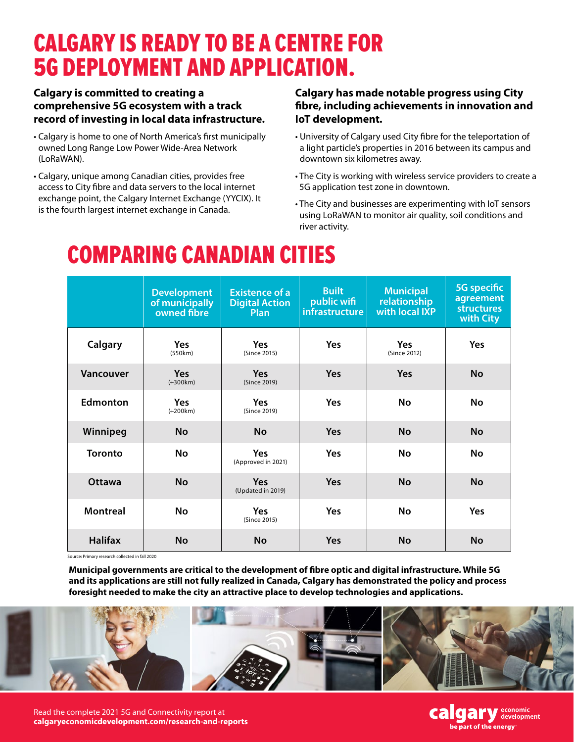# CALGARY IS READY TO BE A CENTRE FOR 5G DEPLOYMENT AND APPLICATION.

**Calgary is committed to creating a comprehensive 5G ecosystem with a track record of investing in local data infrastructure.**

- Calgary is home to one of North America's first municipally owned Long Range Low Power Wide-Area Network (LoRaWAN).
- Calgary, unique among Canadian cities, provides free access to City fibre and data servers to the local internet exchange point, the Calgary Internet Exchange (YYCIX). It is the fourth largest internet exchange in Canada.

**Calgary has made notable progress using City fibre, including achievements in innovation and IoT development.**

- University of Calgary used City fibre for the teleportation of a light particle's properties in 2016 between its campus and downtown six kilometres away.
- The City is working with wireless service providers to create a 5G application test zone in downtown.
- The City and businesses are experimenting with IoT sensors using LoRaWAN to monitor air quality, soil conditions and river activity.

# COMPARING CANADIAN CITIES

| | Development of municipally owned fibre | Existence of a Digital Action Plan | Built public wifi infrastructure | Municipal relationship with local IXP | 5G specific agreement structures with City |
|---|---|---|---|---|---|
| **Calgary** | **Yes** (550km) | **Yes** (Since 2015) | **Yes** | **Yes** (Since 2012) | **Yes** |
| **Vancouver** | **Yes** (+300km) | **Yes** (Since 2019) | **Yes** | **Yes** | **No** |
| **Edmonton** | **Yes** (+200km) | **Yes** (Since 2019) | **Yes** | **No** | **No** |
| **Winnipeg** | **No** | **No** | **Yes** | **No** | **No** |
| **Toronto** | **No** | **Yes** (Approved in 2021) | **Yes** | **No** | **No** |
| **Ottawa** | **No** | **Yes** (Updated in 2019) | **Yes** | **No** | **No** |
| **Montreal** | **No** | **Yes** (Since 2015) | **Yes** | **No** | **Yes** |
| **Halifax** | **No** | **No** | **Yes** | **No** | **No** |

Source: Primary research collected in fall 2020

**Municipal governments are critical to the development of fibre optic and digital infrastructure. While 5G and its applications are still not fully realized in Canada, Calgary has demonstrated the policy and process foresight needed to make the city an attractive place to develop technologies and applications.**

Read the complete 2021 5G and Connectivity report at **calgaryeconomicdevelopment.com/research-and-reports**

calgary economic development — be part of the energy